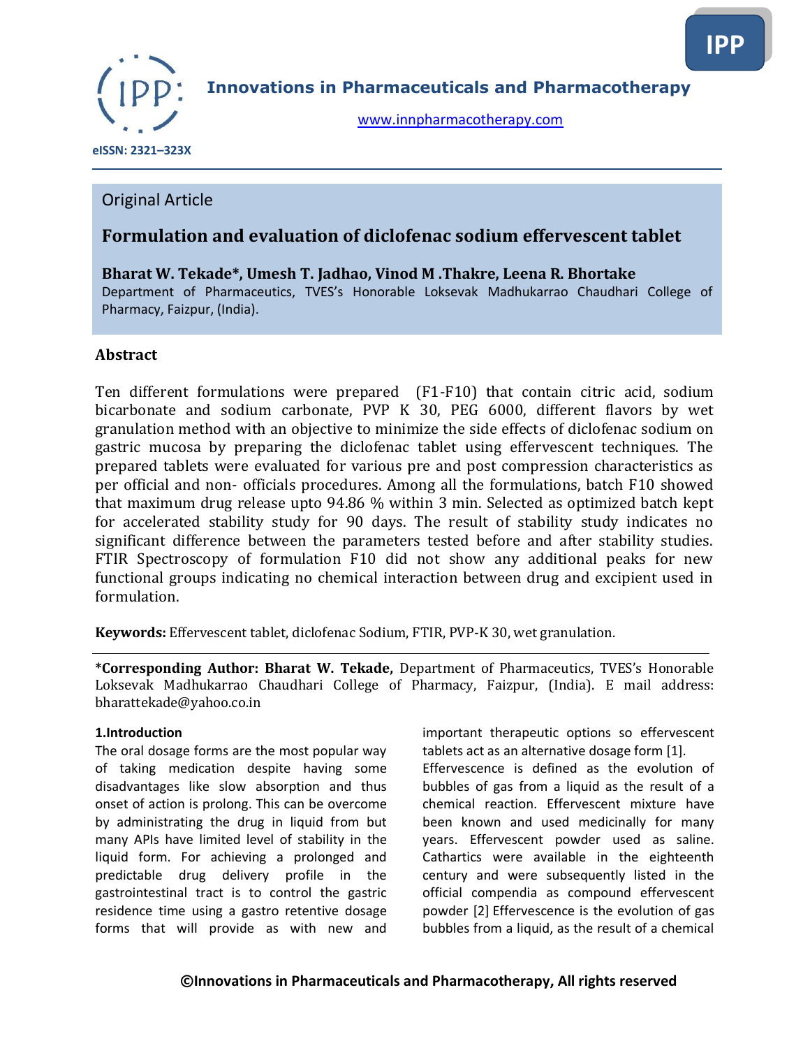Innovations in Pharmaceuticals and Pharmacotherapy

www.innpharmacotherapy.com

eISSN: 2321–323X

Original Article

# Formulation and evaluation of diclofenac sodium effervescent tablet

**Bharat W. Tekade*, Umesh T. Jadhao, Vinod M .Thakre, Leena R. Bhortake**

Department of Pharmaceutics, TVES's Honorable Loksevak Madhukarrao Chaudhari College of Pharmacy, Faizpur, (India).

## Abstract

Ten different formulations were prepared (F1-F10) that contain citric acid, sodium bicarbonate and sodium carbonate, PVP K 30, PEG 6000, different flavors by wet granulation method with an objective to minimize the side effects of diclofenac sodium on gastric mucosa by preparing the diclofenac tablet using effervescent techniques. The prepared tablets were evaluated for various pre and post compression characteristics as per official and non- officials procedures. Among all the formulations, batch F10 showed that maximum drug release upto 94.86 % within 3 min. Selected as optimized batch kept for accelerated stability study for 90 days. The result of stability study indicates no significant difference between the parameters tested before and after stability studies. FTIR Spectroscopy of formulation F10 did not show any additional peaks for new functional groups indicating no chemical interaction between drug and excipient used in formulation.

**Keywords:** Effervescent tablet, diclofenac Sodium, FTIR, PVP-K 30, wet granulation.

***Corresponding Author: Bharat W. Tekade,** Department of Pharmaceutics, TVES's Honorable Loksevak Madhukarrao Chaudhari College of Pharmacy, Faizpur, (India). E mail address: bharattekade@yahoo.co.in

### 1.Introduction

The oral dosage forms are the most popular way of taking medication despite having some disadvantages like slow absorption and thus onset of action is prolong. This can be overcome by administrating the drug in liquid from but many APIs have limited level of stability in the liquid form. For achieving a prolonged and predictable drug delivery profile in the gastrointestinal tract is to control the gastric residence time using a gastro retentive dosage forms that will provide as with new and important therapeutic options so effervescent tablets act as an alternative dosage form [1].

Effervescence is defined as the evolution of bubbles of gas from a liquid as the result of a chemical reaction. Effervescent mixture have been known and used medicinally for many years. Effervescent powder used as saline. Cathartics were available in the eighteenth century and were subsequently listed in the official compendia as compound effervescent powder [2] Effervescence is the evolution of gas bubbles from a liquid, as the result of a chemical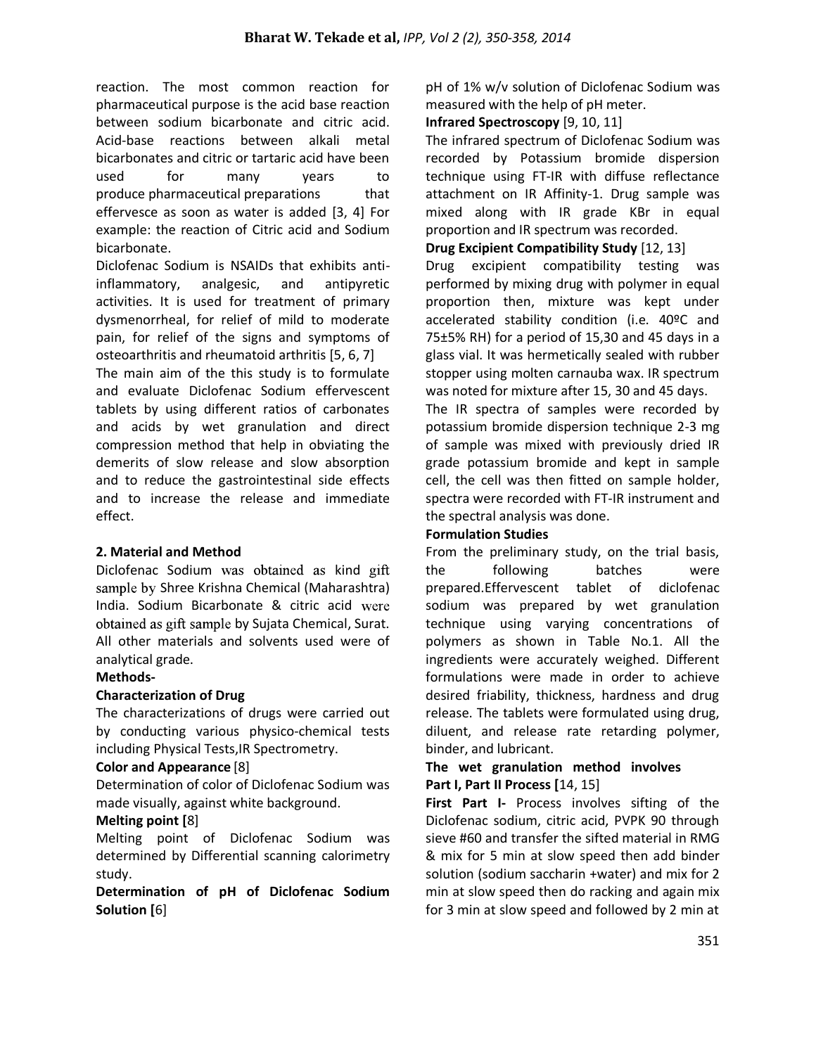reaction. The most common reaction for pharmaceutical purpose is the acid base reaction between sodium bicarbonate and citric acid. Acid-base reactions between alkali metal bicarbonates and citric or tartaric acid have been used for many years to produce pharmaceutical preparations that effervesce as soon as water is added [3, 4] For example: the reaction of Citric acid and Sodium bicarbonate.

Diclofenac Sodium is NSAIDs that exhibits anti-inflammatory, analgesic, and antipyretic activities. It is used for treatment of primary dysmenorrheal, for relief of mild to moderate pain, for relief of the signs and symptoms of osteoarthritis and rheumatoid arthritis [5, 6, 7]

The main aim of the this study is to formulate and evaluate Diclofenac Sodium effervescent tablets by using different ratios of carbonates and acids by wet granulation and direct compression method that help in obviating the demerits of slow release and slow absorption and to reduce the gastrointestinal side effects and to increase the release and immediate effect.

## 2. Material and Method

Diclofenac Sodium was obtained as kind gift sample by Shree Krishna Chemical (Maharashtra) India. Sodium Bicarbonate & citric acid were obtained as gift sample by Sujata Chemical, Surat. All other materials and solvents used were of analytical grade.

### Methods-

**Characterization of Drug**

The characterizations of drugs were carried out by conducting various physico-chemical tests including Physical Tests,IR Spectrometry.

**Color and Appearance** [8]

Determination of color of Diclofenac Sodium was made visually, against white background.

**Melting point** [8]

Melting point of Diclofenac Sodium was determined by Differential scanning calorimetry study.

**Determination of pH of Diclofenac Sodium Solution** [6]

pH of 1% w/v solution of Diclofenac Sodium was measured with the help of pH meter.

**Infrared Spectroscopy** [9, 10, 11]

The infrared spectrum of Diclofenac Sodium was recorded by Potassium bromide dispersion technique using FT-IR with diffuse reflectance attachment on IR Affinity-1. Drug sample was mixed along with IR grade KBr in equal proportion and IR spectrum was recorded.

**Drug Excipient Compatibility Study** [12, 13]

Drug excipient compatibility testing was performed by mixing drug with polymer in equal proportion then, mixture was kept under accelerated stability condition (i.e. 40ºC and 75±5% RH) for a period of 15,30 and 45 days in a glass vial. It was hermetically sealed with rubber stopper using molten carnauba wax. IR spectrum was noted for mixture after 15, 30 and 45 days.

The IR spectra of samples were recorded by potassium bromide dispersion technique 2-3 mg of sample was mixed with previously dried IR grade potassium bromide and kept in sample cell, the cell was then fitted on sample holder, spectra were recorded with FT-IR instrument and the spectral analysis was done.

**Formulation Studies**

From the preliminary study, on the trial basis, the following batches were prepared.Effervescent tablet of diclofenac sodium was prepared by wet granulation technique using varying concentrations of polymers as shown in Table No.1. All the ingredients were accurately weighed. Different formulations were made in order to achieve desired friability, thickness, hardness and drug release. The tablets were formulated using drug, diluent, and release rate retarding polymer, binder, and lubricant.

**The wet granulation method involves Part I, Part II Process** [14, 15]

**First Part I-** Process involves sifting of the Diclofenac sodium, citric acid, PVPK 90 through sieve #60 and transfer the sifted material in RMG & mix for 5 min at slow speed then add binder solution (sodium saccharin +water) and mix for 2 min at slow speed then do racking and again mix for 3 min at slow speed and followed by 2 min at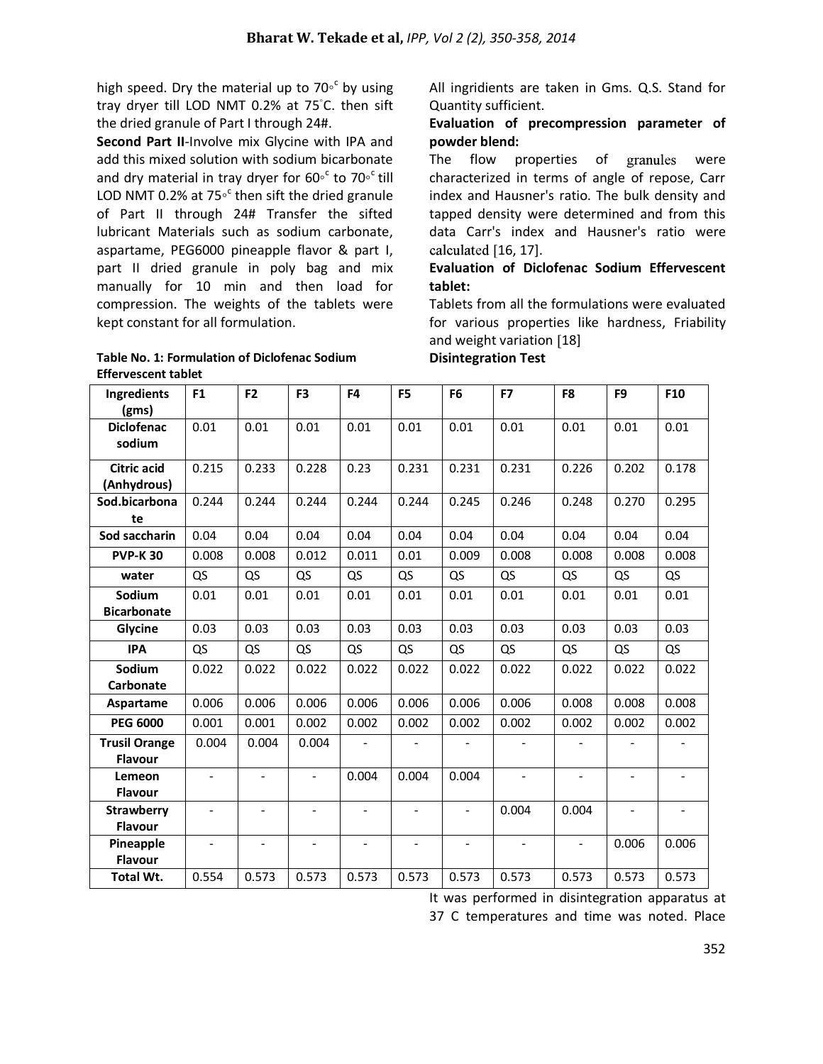high speed. Dry the material up to 70∘c by using tray dryer till LOD NMT 0.2% at 75°C. then sift the dried granule of Part I through 24#.

**Second Part II**-Involve mix Glycine with IPA and add this mixed solution with sodium bicarbonate and dry material in tray dryer for 60∘c to 70∘c till LOD NMT 0.2% at 75∘c then sift the dried granule of Part II through 24# Transfer the sifted lubricant Materials such as sodium carbonate, aspartame, PEG6000 pineapple flavor & part I, part II dried granule in poly bag and mix manually for 10 min and then load for compression. The weights of the tablets were kept constant for all formulation.

**Table No. 1: Formulation of Diclofenac Sodium Effervescent tablet**

| Ingredients (gms) | F1 | F2 | F3 | F4 | F5 | F6 | F7 | F8 | F9 | F10 |
|---|---|---|---|---|---|---|---|---|---|---|
| Diclofenac sodium | 0.01 | 0.01 | 0.01 | 0.01 | 0.01 | 0.01 | 0.01 | 0.01 | 0.01 | 0.01 |
| Citric acid (Anhydrous) | 0.215 | 0.233 | 0.228 | 0.23 | 0.231 | 0.231 | 0.231 | 0.226 | 0.202 | 0.178 |
| Sod.bicarbonate | 0.244 | 0.244 | 0.244 | 0.244 | 0.244 | 0.245 | 0.246 | 0.248 | 0.270 | 0.295 |
| Sod saccharin | 0.04 | 0.04 | 0.04 | 0.04 | 0.04 | 0.04 | 0.04 | 0.04 | 0.04 | 0.04 |
| PVP-K 30 | 0.008 | 0.008 | 0.012 | 0.011 | 0.01 | 0.009 | 0.008 | 0.008 | 0.008 | 0.008 |
| water | QS | QS | QS | QS | QS | QS | QS | QS | QS | QS |
| Sodium Bicarbonate | 0.01 | 0.01 | 0.01 | 0.01 | 0.01 | 0.01 | 0.01 | 0.01 | 0.01 | 0.01 |
| Glycine | 0.03 | 0.03 | 0.03 | 0.03 | 0.03 | 0.03 | 0.03 | 0.03 | 0.03 | 0.03 |
| IPA | QS | QS | QS | QS | QS | QS | QS | QS | QS | QS |
| Sodium Carbonate | 0.022 | 0.022 | 0.022 | 0.022 | 0.022 | 0.022 | 0.022 | 0.022 | 0.022 | 0.022 |
| Aspartame | 0.006 | 0.006 | 0.006 | 0.006 | 0.006 | 0.006 | 0.006 | 0.008 | 0.008 | 0.008 |
| PEG 6000 | 0.001 | 0.001 | 0.002 | 0.002 | 0.002 | 0.002 | 0.002 | 0.002 | 0.002 | 0.002 |
| Trusil Orange Flavour | 0.004 | 0.004 | 0.004 | - | - | - | - | - | - | - |
| Lemeon Flavour | - | - | - | 0.004 | 0.004 | 0.004 | - | - | - | - |
| Strawberry Flavour | - | - | - | - | - | - | 0.004 | 0.004 | - | - |
| Pineapple Flavour | - | - | - | - | - | - | - | - | 0.006 | 0.006 |
| Total Wt. | 0.554 | 0.573 | 0.573 | 0.573 | 0.573 | 0.573 | 0.573 | 0.573 | 0.573 | 0.573 |

All ingridients are taken in Gms. Q.S. Stand for Quantity sufficient.

**Evaluation of precompression parameter of powder blend:**

The flow properties of granules were characterized in terms of angle of repose, Carr index and Hausner's ratio. The bulk density and tapped density were determined and from this data Carr's index and Hausner's ratio were calculated [16, 17].

**Evaluation of Diclofenac Sodium Effervescent tablet:**

Tablets from all the formulations were evaluated for various properties like hardness, Friability and weight variation [18]

**Disintegration Test**

It was performed in disintegration apparatus at 37 C temperatures and time was noted. Place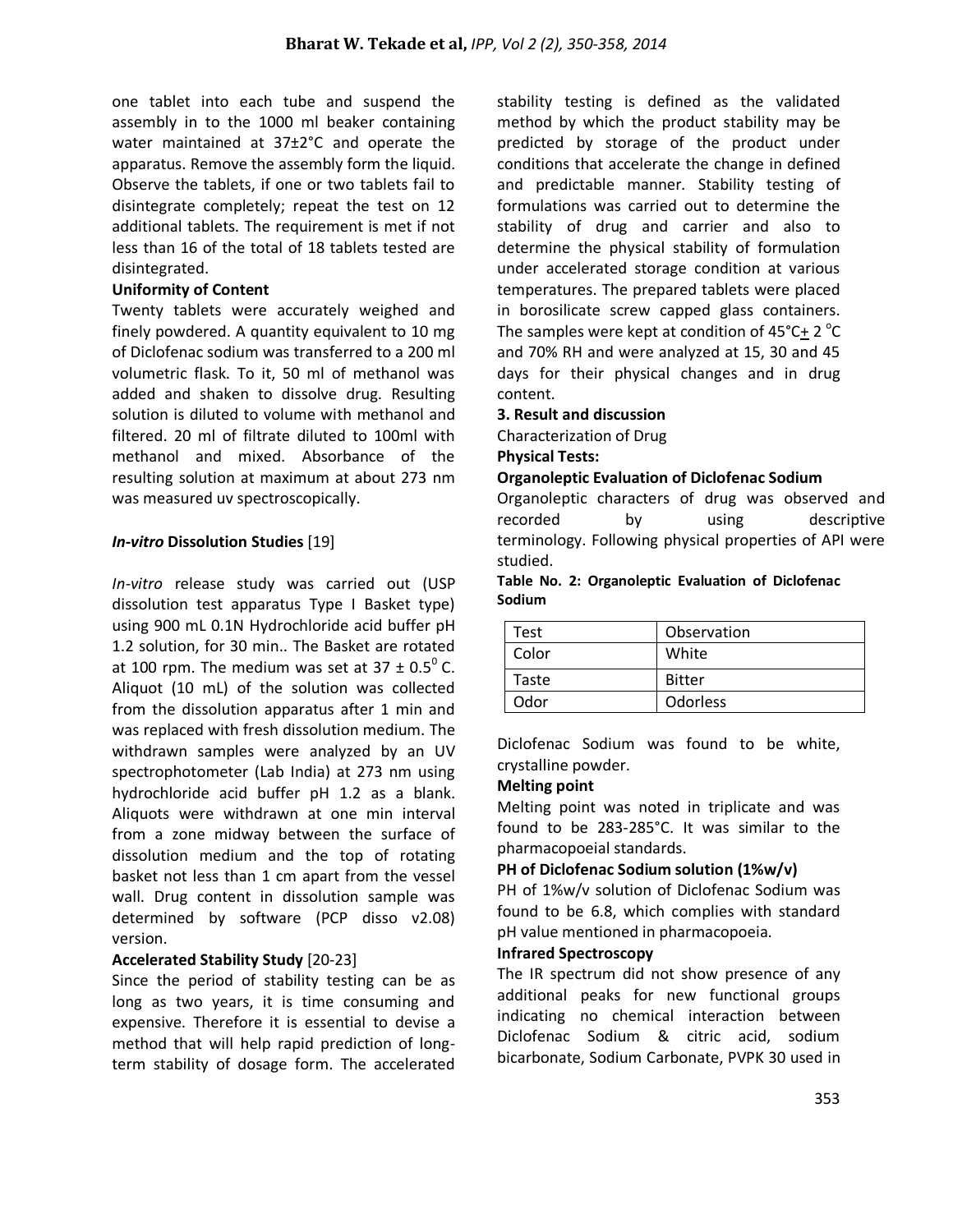one tablet into each tube and suspend the assembly in to the 1000 ml beaker containing water maintained at 37±2°C and operate the apparatus. Remove the assembly form the liquid. Observe the tablets, if one or two tablets fail to disintegrate completely; repeat the test on 12 additional tablets. The requirement is met if not less than 16 of the total of 18 tablets tested are disintegrated.

**Uniformity of Content**

Twenty tablets were accurately weighed and finely powdered. A quantity equivalent to 10 mg of Diclofenac sodium was transferred to a 200 ml volumetric flask. To it, 50 ml of methanol was added and shaken to dissolve drug. Resulting solution is diluted to volume with methanol and filtered. 20 ml of filtrate diluted to 100ml with methanol and mixed. Absorbance of the resulting solution at maximum at about 273 nm was measured uv spectroscopically.

***In-vitro* Dissolution Studies** [19]

*In-vitro* release study was carried out (USP dissolution test apparatus Type I Basket type) using 900 mL 0.1N Hydrochloride acid buffer pH 1.2 solution, for 30 min.. The Basket are rotated at 100 rpm. The medium was set at 37 ± 0.5$^{0}$ C. Aliquot (10 mL) of the solution was collected from the dissolution apparatus after 1 min and was replaced with fresh dissolution medium. The withdrawn samples were analyzed by an UV spectrophotometer (Lab India) at 273 nm using hydrochloride acid buffer pH 1.2 as a blank. Aliquots were withdrawn at one min interval from a zone midway between the surface of dissolution medium and the top of rotating basket not less than 1 cm apart from the vessel wall. Drug content in dissolution sample was determined by software (PCP disso v2.08) version.

**Accelerated Stability Study** [20-23]

Since the period of stability testing can be as long as two years, it is time consuming and expensive. Therefore it is essential to devise a method that will help rapid prediction of long-term stability of dosage form. The accelerated stability testing is defined as the validated method by which the product stability may be predicted by storage of the product under conditions that accelerate the change in defined and predictable manner. Stability testing of formulations was carried out to determine the stability of drug and carrier and also to determine the physical stability of formulation under accelerated storage condition at various temperatures. The prepared tablets were placed in borosilicate screw capped glass containers. The samples were kept at condition of 45°C± 2 °C and 70% RH and were analyzed at 15, 30 and 45 days for their physical changes and in drug content.

**3. Result and discussion**

Characterization of Drug

**Physical Tests:**

**Organoleptic Evaluation of Diclofenac Sodium**

Organoleptic characters of drug was observed and recorded by using descriptive terminology. Following physical properties of API were studied.

**Table No. 2: Organoleptic Evaluation of Diclofenac Sodium**

| Test | Observation |
|---|---|
| Color | White |
| Taste | Bitter |
| Odor | Odorless |

Diclofenac Sodium was found to be white, crystalline powder.

**Melting point**

Melting point was noted in triplicate and was found to be 283-285°C. It was similar to the pharmacopoeial standards.

**PH of Diclofenac Sodium solution (1%w/v)**

PH of 1%w/v solution of Diclofenac Sodium was found to be 6.8, which complies with standard pH value mentioned in pharmacopoeia.

**Infrared Spectroscopy**

The IR spectrum did not show presence of any additional peaks for new functional groups indicating no chemical interaction between Diclofenac Sodium & citric acid, sodium bicarbonate, Sodium Carbonate, PVPK 30 used in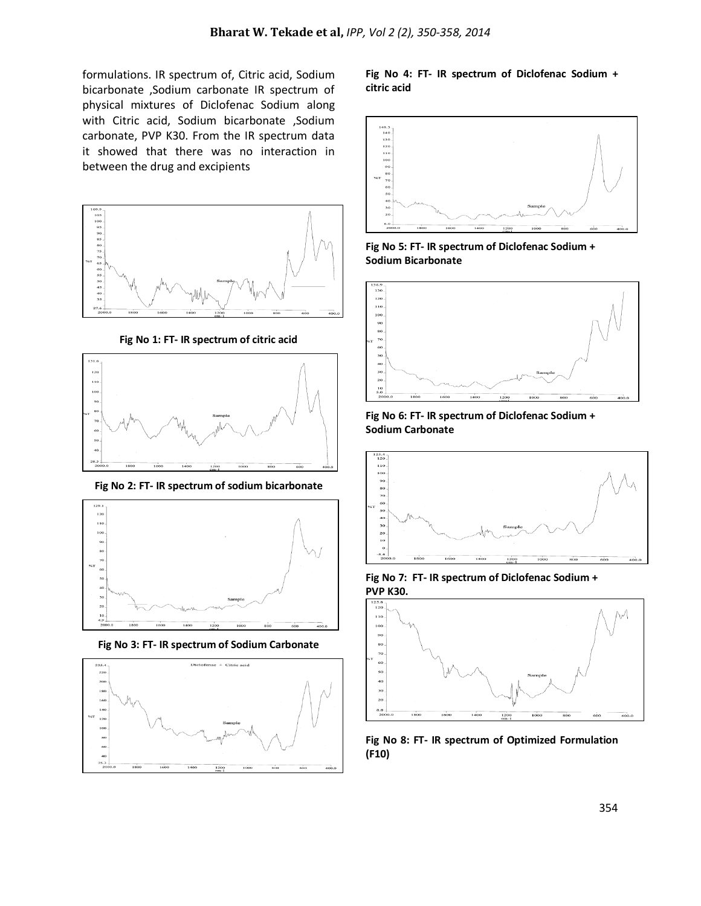formulations. IR spectrum of, Citric acid, Sodium bicarbonate ,Sodium carbonate IR spectrum of physical mixtures of Diclofenac Sodium along with Citric acid, Sodium bicarbonate ,Sodium carbonate, PVP K30. From the IR spectrum data it showed that there was no interaction in between the drug and excipients

**Fig No 1: FT- IR spectrum of citric acid**

**Fig No 2: FT- IR spectrum of sodium bicarbonate**

**Fig No 3: FT- IR spectrum of Sodium Carbonate**

**Fig No 4: FT- IR spectrum of Diclofenac Sodium + citric acid**

**Fig No 5: FT- IR spectrum of Diclofenac Sodium + Sodium Bicarbonate**

**Fig No 6: FT- IR spectrum of Diclofenac Sodium + Sodium Carbonate**

**Fig No 7: FT- IR spectrum of Diclofenac Sodium + PVP K30.**

**Fig No 8: FT- IR spectrum of Optimized Formulation (F10)**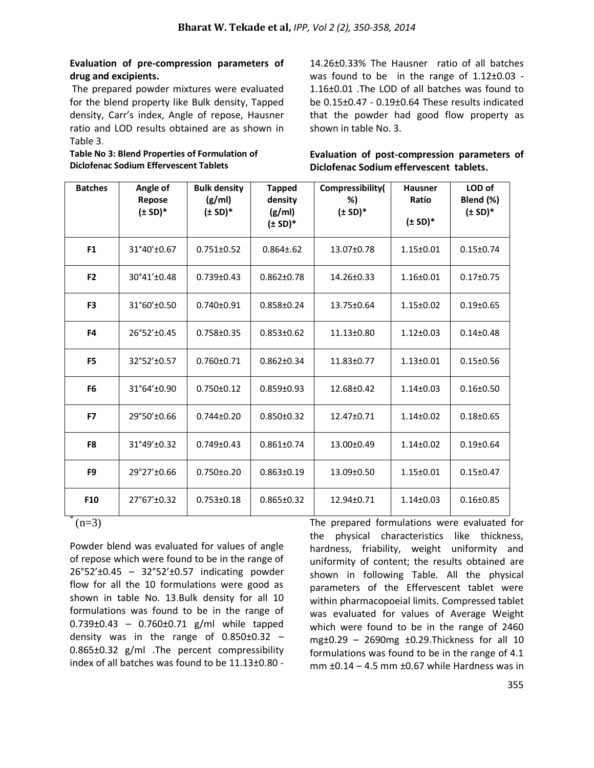**Evaluation of pre-compression parameters of drug and excipients.**

The prepared powder mixtures were evaluated for the blend property like Bulk density, Tapped density, Carr's index, Angle of repose, Hausner ratio and LOD results obtained are as shown in Table 3.

**Table No 3: Blend Properties of Formulation of Diclofenac Sodium Effervescent Tablets**

| Batches | Angle of Repose (± SD)* | Bulk density (g/ml) (± SD)* | Tapped density (g/ml) (± SD)* | Compressibility(%) (± SD)* | Hausner Ratio (± SD)* | LOD of Blend (%) (± SD)* |
|---|---|---|---|---|---|---|
| F1 | 31°40'±0.67 | 0.751±0.52 | 0.864±.62 | 13.07±0.78 | 1.15±0.01 | 0.15±0.74 |
| F2 | 30°41'±0.48 | 0.739±0.43 | 0.862±0.78 | 14.26±0.33 | 1.16±0.01 | 0.17±0.75 |
| F3 | 31°60'±0.50 | 0.740±0.91 | 0.858±0.24 | 13.75±0.64 | 1.15±0.02 | 0.19±0.65 |
| F4 | 26°52'±0.45 | 0.758±0.35 | 0.853±0.62 | 11.13±0.80 | 1.12±0.03 | 0.14±0.48 |
| F5 | 32°52'±0.57 | 0.760±0.71 | 0.862±0.34 | 11.83±0.77 | 1.13±0.01 | 0.15±0.56 |
| F6 | 31°64'±0.90 | 0.750±0.12 | 0.859±0.93 | 12.68±0.42 | 1.14±0.03 | 0.16±0.50 |
| F7 | 29°50'±0.66 | 0.744±0.20 | 0.850±0.32 | 12.47±0.71 | 1.14±0.02 | 0.18±0.65 |
| F8 | 31°49'±0.32 | 0.749±0.43 | 0.861±0.74 | 13.00±0.49 | 1.14±0.02 | 0.19±0.64 |
| F9 | 29°27'±0.66 | 0.750±o.20 | 0.863±0.19 | 13.09±0.50 | 1.15±0.01 | 0.15±0.47 |
| F10 | 27°67'±0.32 | 0.753±0.18 | 0.865±0.32 | 12.94±0.71 | 1.14±0.03 | 0.16±0.85 |

*(n=3)

Powder blend was evaluated for values of angle of repose which were found to be in the range of 26°52'±0.45 – 32°52'±0.57 indicating powder flow for all the 10 formulations were good as shown in table No. 13.Bulk density for all 10 formulations was found to be in the range of 0.739±0.43 – 0.760±0.71 g/ml while tapped density was in the range of 0.850±0.32 – 0.865±0.32 g/ml .The percent compressibility index of all batches was found to be 11.13±0.80 - 14.26±0.33% The Hausner ratio of all batches was found to be in the range of 1.12±0.03 - 1.16±0.01 .The LOD of all batches was found to be 0.15±0.47 - 0.19±0.64 These results indicated that the powder had good flow property as shown in table No. 3.

**Evaluation of post-compression parameters of Diclofenac Sodium effervescent tablets.**

The prepared formulations were evaluated for the physical characteristics like thickness, hardness, friability, weight uniformity and uniformity of content; the results obtained are shown in following Table. All the physical parameters of the Effervescent tablet were within pharmacopoeial limits. Compressed tablet was evaluated for values of Average Weight which were found to be in the range of 2460 mg±0.29 – 2690mg ±0.29.Thickness for all 10 formulations was found to be in the range of 4.1 mm ±0.14 – 4.5 mm ±0.67 while Hardness was in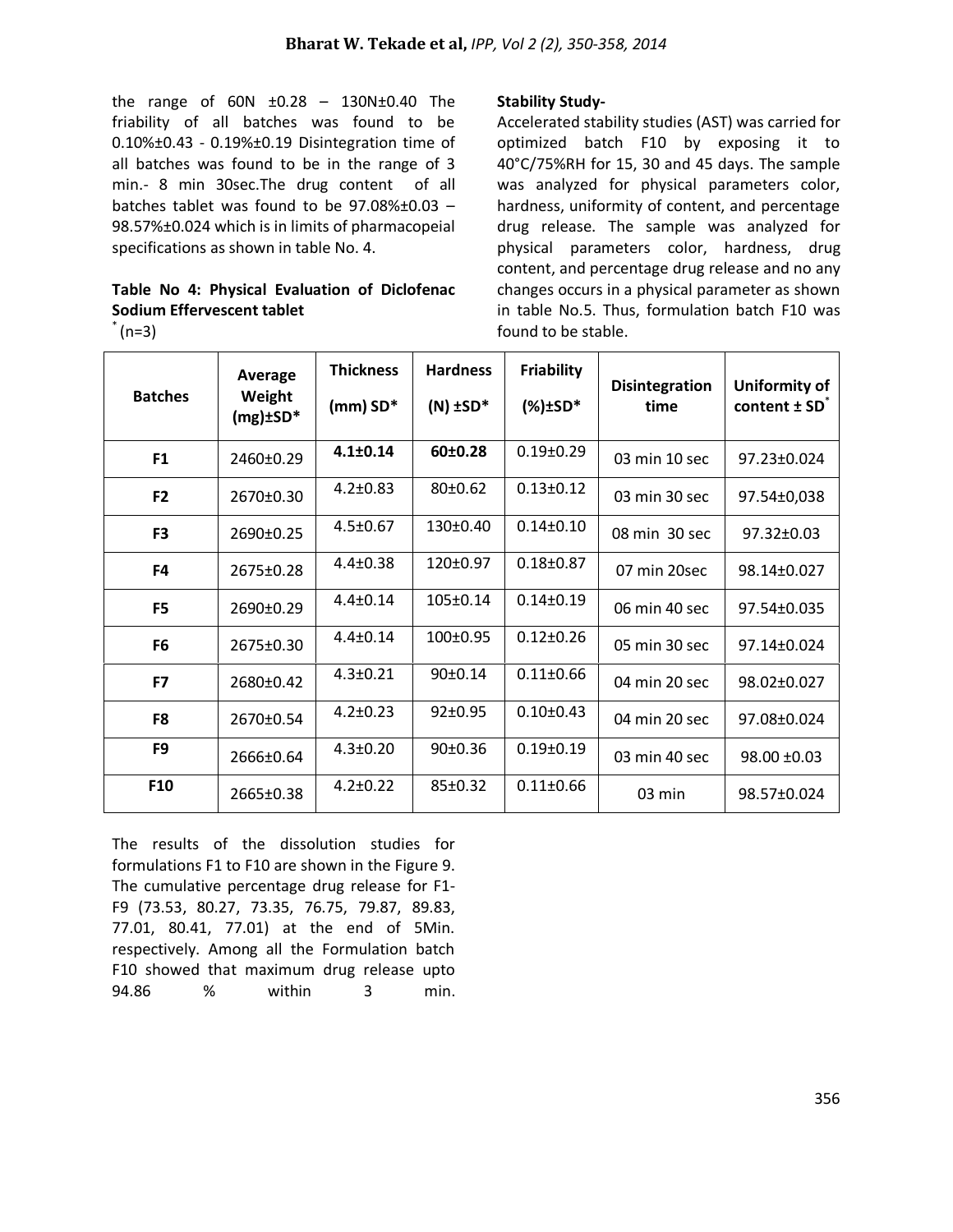the range of 60N ±0.28 – 130N±0.40 The friability of all batches was found to be 0.10%±0.43 - 0.19%±0.19 Disintegration time of all batches was found to be in the range of 3 min.- 8 min 30sec.The drug content of all batches tablet was found to be 97.08%±0.03 – 98.57%±0.024 which is in limits of pharmacopeial specifications as shown in table No. 4.

**Table No 4: Physical Evaluation of Diclofenac Sodium Effervescent tablet**

[*] (n=3)

| Batches | Average Weight (mg)±SD* | Thickness (mm) SD* | Hardness (N) ±SD* | Friability (%)±SD* | Disintegration time | Uniformity of content ± SD[*] |
|---|---|---|---|---|---|---|
| **F1** | 2460±0.29 | **4.1±0.14** | **60±0.28** | 0.19±0.29 | 03 min 10 sec | 97.23±0.024 |
| **F2** | 2670±0.30 | 4.2±0.83 | 80±0.62 | 0.13±0.12 | 03 min 30 sec | 97.54±0,038 |
| **F3** | 2690±0.25 | 4.5±0.67 | 130±0.40 | 0.14±0.10 | 08 min 30 sec | 97.32±0.03 |
| **F4** | 2675±0.28 | 4.4±0.38 | 120±0.97 | 0.18±0.87 | 07 min 20sec | 98.14±0.027 |
| **F5** | 2690±0.29 | 4.4±0.14 | 105±0.14 | 0.14±0.19 | 06 min 40 sec | 97.54±0.035 |
| **F6** | 2675±0.30 | 4.4±0.14 | 100±0.95 | 0.12±0.26 | 05 min 30 sec | 97.14±0.024 |
| **F7** | 2680±0.42 | 4.3±0.21 | 90±0.14 | 0.11±0.66 | 04 min 20 sec | 98.02±0.027 |
| **F8** | 2670±0.54 | 4.2±0.23 | 92±0.95 | 0.10±0.43 | 04 min 20 sec | 97.08±0.024 |
| **F9** | 2666±0.64 | 4.3±0.20 | 90±0.36 | 0.19±0.19 | 03 min 40 sec | 98.00 ±0.03 |
| **F10** | 2665±0.38 | 4.2±0.22 | 85±0.32 | 0.11±0.66 | 03 min | 98.57±0.024 |

The results of the dissolution studies for formulations F1 to F10 are shown in the Figure 9. The cumulative percentage drug release for F1-F9 (73.53, 80.27, 73.35, 76.75, 79.87, 89.83, 77.01, 80.41, 77.01) at the end of 5Min. respectively. Among all the Formulation batch F10 showed that maximum drug release upto 94.86 % within 3 min.

**Stability Study-**

Accelerated stability studies (AST) was carried for optimized batch F10 by exposing it to 40°C/75%RH for 15, 30 and 45 days. The sample was analyzed for physical parameters color, hardness, uniformity of content, and percentage drug release. The sample was analyzed for physical parameters color, hardness, drug content, and percentage drug release and no any changes occurs in a physical parameter as shown in table No.5. Thus, formulation batch F10 was found to be stable.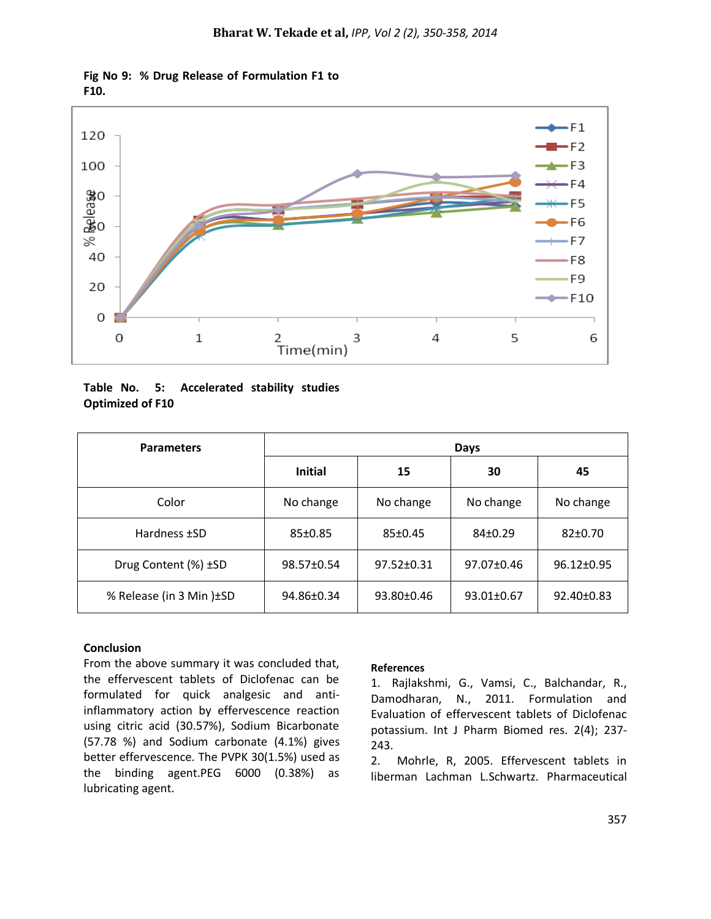**Fig No 9: % Drug Release of Formulation F1 to F10.**

**Table No. 5: Accelerated stability studies Optimized of F10**

| Parameters | Days | | | |
|---|---|---|---|---|
| | Initial | 15 | 30 | 45 |
| Color | No change | No change | No change | No change |
| Hardness ±SD | 85±0.85 | 85±0.45 | 84±0.29 | 82±0.70 |
| Drug Content (%) ±SD | 98.57±0.54 | 97.52±0.31 | 97.07±0.46 | 96.12±0.95 |
| % Release (in 3 Min )±SD | 94.86±0.34 | 93.80±0.46 | 93.01±0.67 | 92.40±0.83 |

## Conclusion

From the above summary it was concluded that, the effervescent tablets of Diclofenac can be formulated for quick analgesic and anti-inflammatory action by effervescence reaction using citric acid (30.57%), Sodium Bicarbonate (57.78 %) and Sodium carbonate (4.1%) gives better effervescence. The PVPK 30(1.5%) used as the binding agent.PEG 6000 (0.38%) as lubricating agent.

## References

1. Rajlakshmi, G., Vamsi, C., Balchandar, R., Damodharan, N., 2011. Formulation and Evaluation of effervescent tablets of Diclofenac potassium. Int J Pharm Biomed res. 2(4); 237-243.
2. Mohrle, R, 2005. Effervescent tablets in liberman Lachman L.Schwartz. Pharmaceutical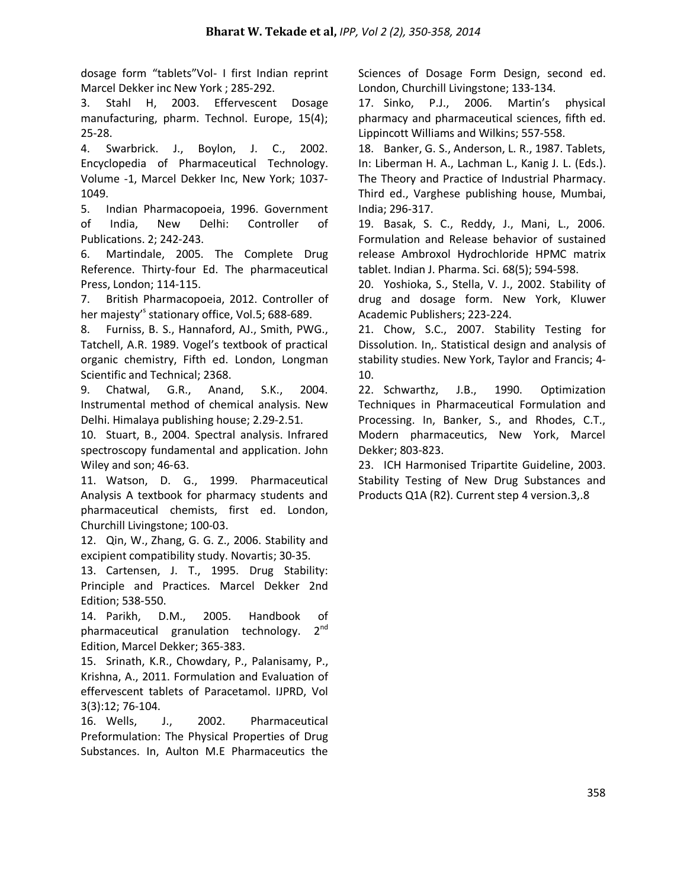dosage form "tablets"Vol- I first Indian reprint Marcel Dekker inc New York ; 285-292.

3. Stahl H, 2003. Effervescent Dosage manufacturing, pharm. Technol. Europe, 15(4); 25-28.

4. Swarbrick. J., Boylon, J. C., 2002. Encyclopedia of Pharmaceutical Technology. Volume -1, Marcel Dekker Inc, New York; 1037-1049.

5. Indian Pharmacopoeia, 1996. Government of India, New Delhi: Controller of Publications. 2; 242-243.

6. Martindale, 2005. The Complete Drug Reference. Thirty-four Ed. The pharmaceutical Press, London; 114-115.

7. British Pharmacopoeia, 2012. Controller of her majesty's stationary office, Vol.5; 688-689.

8. Furniss, B. S., Hannaford, AJ., Smith, PWG., Tatchell, A.R. 1989. Vogel's textbook of practical organic chemistry, Fifth ed. London, Longman Scientific and Technical; 2368.

9. Chatwal, G.R., Anand, S.K., 2004. Instrumental method of chemical analysis. New Delhi. Himalaya publishing house; 2.29-2.51.

10. Stuart, B., 2004. Spectral analysis. Infrared spectroscopy fundamental and application. John Wiley and son; 46-63.

11. Watson, D. G., 1999. Pharmaceutical Analysis A textbook for pharmacy students and pharmaceutical chemists, first ed. London, Churchill Livingstone; 100-03.

12. Qin, W., Zhang, G. G. Z., 2006. Stability and excipient compatibility study. Novartis; 30-35.

13. Cartensen, J. T., 1995. Drug Stability: Principle and Practices. Marcel Dekker 2nd Edition; 538-550.

14. Parikh, D.M., 2005. Handbook of pharmaceutical granulation technology. 2nd Edition, Marcel Dekker; 365-383.

15. Srinath, K.R., Chowdary, P., Palanisamy, P., Krishna, A., 2011. Formulation and Evaluation of effervescent tablets of Paracetamol. IJPRD, Vol 3(3):12; 76-104.

16. Wells, J., 2002. Pharmaceutical Preformulation: The Physical Properties of Drug Substances. In, Aulton M.E Pharmaceutics the Sciences of Dosage Form Design, second ed. London, Churchill Livingstone; 133-134.

17. Sinko, P.J., 2006. Martin's physical pharmacy and pharmaceutical sciences, fifth ed. Lippincott Williams and Wilkins; 557-558.

18. Banker, G. S., Anderson, L. R., 1987. Tablets, In: Liberman H. A., Lachman L., Kanig J. L. (Eds.). The Theory and Practice of Industrial Pharmacy. Third ed., Varghese publishing house, Mumbai, India; 296-317.

19. Basak, S. C., Reddy, J., Mani, L., 2006. Formulation and Release behavior of sustained release Ambroxol Hydrochloride HPMC matrix tablet. Indian J. Pharma. Sci. 68(5); 594-598.

20. Yoshioka, S., Stella, V. J., 2002. Stability of drug and dosage form. New York, Kluwer Academic Publishers; 223-224.

21. Chow, S.C., 2007. Stability Testing for Dissolution. In,. Statistical design and analysis of stability studies. New York, Taylor and Francis; 4-10.

22. Schwarthz, J.B., 1990. Optimization Techniques in Pharmaceutical Formulation and Processing. In, Banker, S., and Rhodes, C.T., Modern pharmaceutics, New York, Marcel Dekker; 803-823.

23. ICH Harmonised Tripartite Guideline, 2003. Stability Testing of New Drug Substances and Products Q1A (R2). Current step 4 version.3,.8